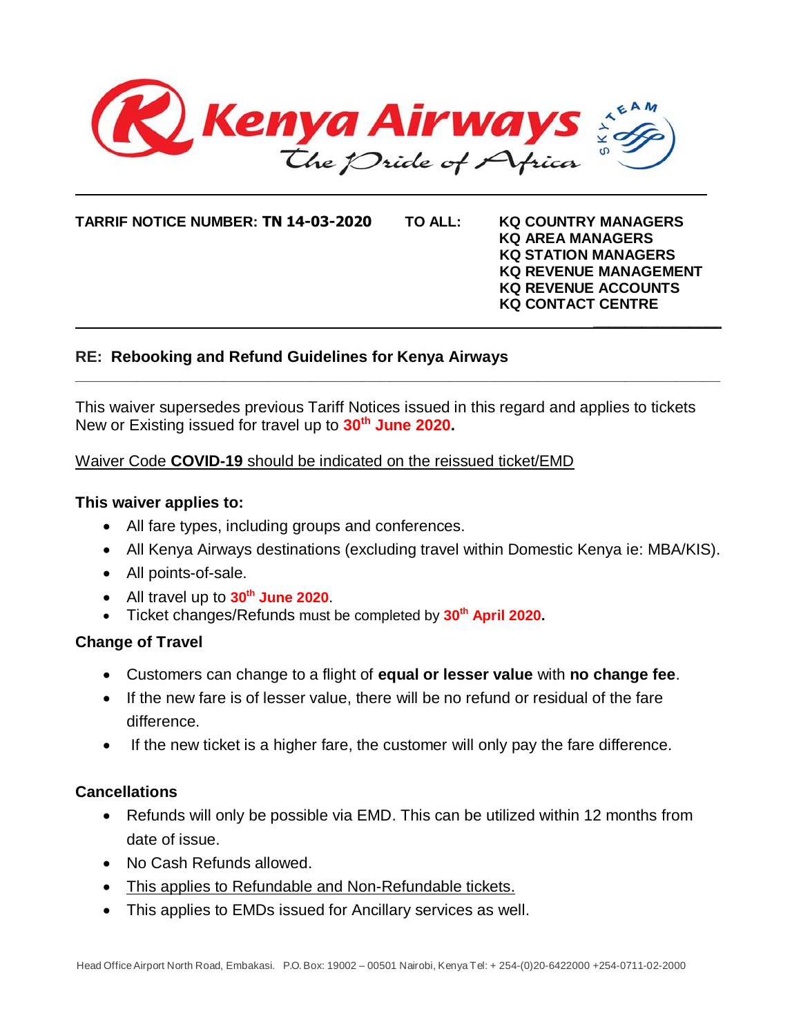# Kenya Airways
*The Pride of Africa*

**TARRIF NOTICE NUMBER: TN 14-03-2020**

**TO ALL:**
**KQ COUNTRY MANAGERS**
**KQ AREA MANAGERS**
**KQ STATION MANAGERS**
**KQ REVENUE MANAGEMENT**
**KQ REVENUE ACCOUNTS**
**KQ CONTACT CENTRE**

## RE: Rebooking and Refund Guidelines for Kenya Airways

This waiver supersedes previous Tariff Notices issued in this regard and applies to tickets New or Existing issued for travel up to **30th June 2020.**

Waiver Code **COVID-19** should be indicated on the reissued ticket/EMD

### This waiver applies to:

- All fare types, including groups and conferences.
- All Kenya Airways destinations (excluding travel within Domestic Kenya ie: MBA/KIS).
- All points-of-sale.
- All travel up to **30th June 2020**.
- Ticket changes/Refunds must be completed by **30th April 2020.**

### Change of Travel

- Customers can change to a flight of **equal or lesser value** with **no change fee**.
- If the new fare is of lesser value, there will be no refund or residual of the fare difference.
- If the new ticket is a higher fare, the customer will only pay the fare difference.

### Cancellations

- Refunds will only be possible via EMD. This can be utilized within 12 months from date of issue.
- No Cash Refunds allowed.
- This applies to Refundable and Non-Refundable tickets.
- This applies to EMDs issued for Ancillary services as well.

Head Office Airport North Road, Embakasi. P.O. Box: 19002 – 00501 Nairobi, Kenya Tel: + 254-(0)20-6422000 +254-0711-02-2000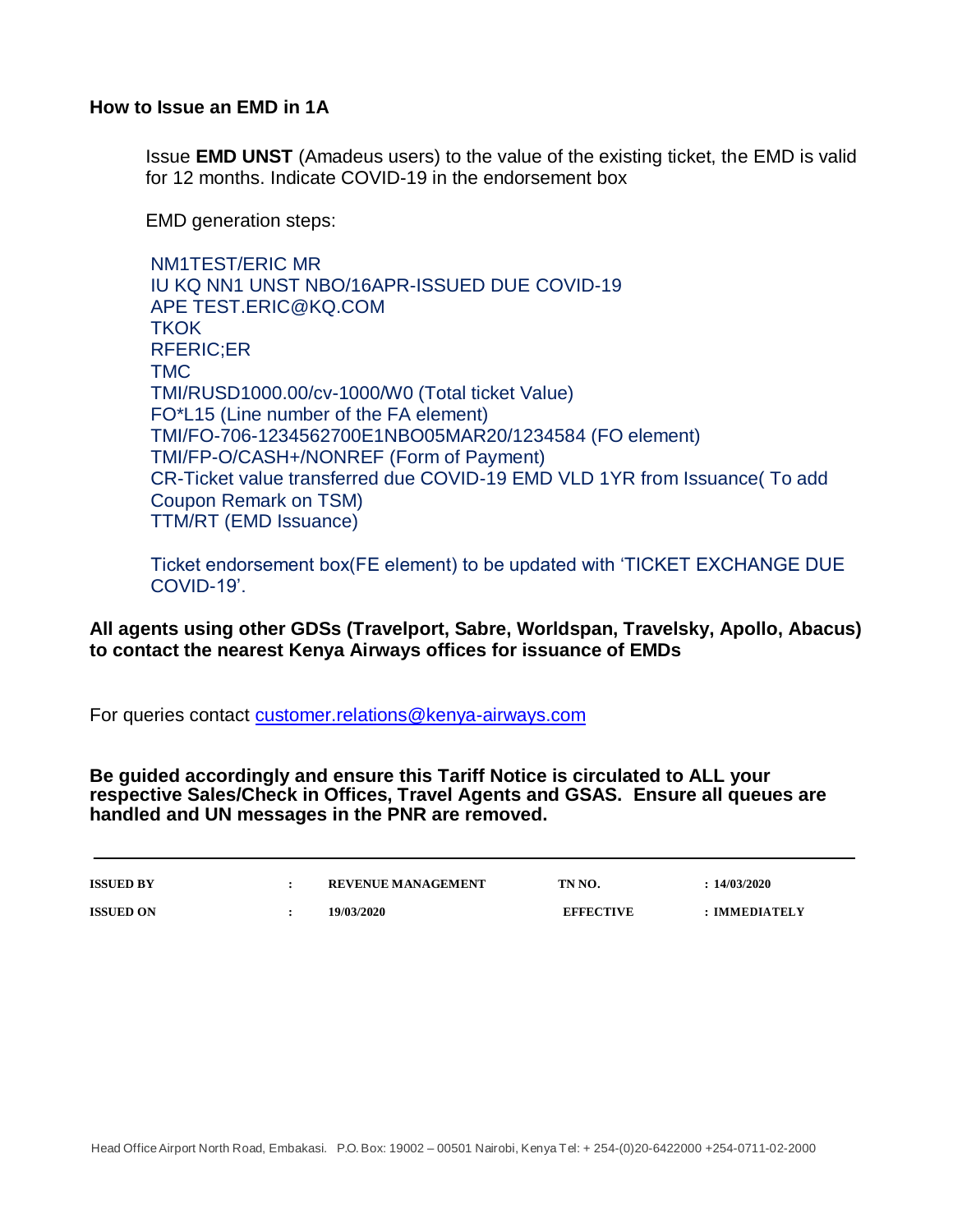**How to Issue an EMD in 1A**

Issue **EMD UNST** (Amadeus users) to the value of the existing ticket, the EMD is valid for 12 months. Indicate COVID-19 in the endorsement box

EMD generation steps:

NM1TEST/ERIC MR
IU KQ NN1 UNST NBO/16APR-ISSUED DUE COVID-19
APE TEST.ERIC@KQ.COM
TKOK
RFERIC;ER
TMC
TMI/RUSD1000.00/cv-1000/W0 (Total ticket Value)
FO*L15 (Line number of the FA element)
TMI/FO-706-1234562700E1NBO05MAR20/1234584 (FO element)
TMI/FP-O/CASH+/NONREF (Form of Payment)
CR-Ticket value transferred due COVID-19 EMD VLD 1YR from Issuance( To add Coupon Remark on TSM)
TTM/RT (EMD Issuance)

Ticket endorsement box(FE element) to be updated with 'TICKET EXCHANGE DUE COVID-19'.

**All agents using other GDSs (Travelport, Sabre, Worldspan, Travelsky, Apollo, Abacus) to contact the nearest Kenya Airways offices for issuance of EMDs**

For queries contact customer.relations@kenya-airways.com

**Be guided accordingly and ensure this Tariff Notice is circulated to ALL your respective Sales/Check in Offices, Travel Agents and GSAS. Ensure all queues are handled and UN messages in the PNR are removed.**

| | | | | |
|---|---|---|---|---|
| **ISSUED BY** | : | **REVENUE MANAGEMENT** | **TN NO.** | **: 14/03/2020** |
| **ISSUED ON** | : | **19/03/2020** | **EFFECTIVE** | **: IMMEDIATELY** |

Head Office Airport North Road, Embakasi. P.O. Box: 19002 – 00501 Nairobi, Kenya Tel: + 254-(0)20-6422000 +254-0711-02-2000